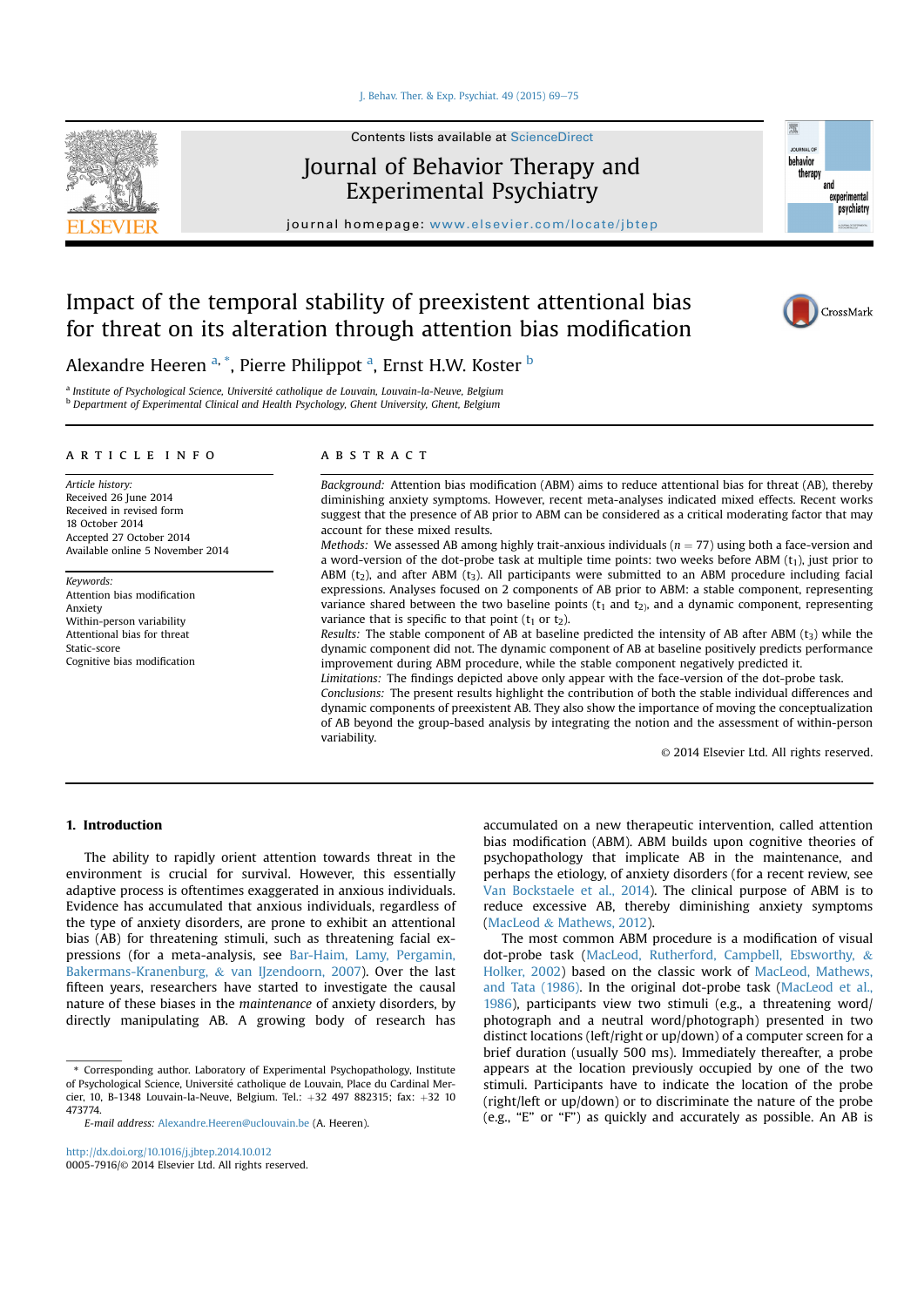Contents lists available at ScienceDirect

# Journal of Behavior Therapy and Experimental Psychiatry

journal homepage: www.elsevier.com/locate/jbtep

# Impact of the temporal stability of preexistent attentional bias for threat on its alteration through attention bias modification

Alexandre Heeren [a,*], Pierre Philippot [a], Ernst H.W. Koster [b]

[a] Institute of Psychological Science, Université catholique de Louvain, Louvain-la-Neuve, Belgium
[b] Department of Experimental Clinical and Health Psychology, Ghent University, Ghent, Belgium

**ARTICLE INFO**

*Article history:*
Received 26 June 2014
Received in revised form
18 October 2014
Accepted 27 October 2014
Available online 5 November 2014

*Keywords:*
Attention bias modification
Anxiety
Within-person variability
Attentional bias for threat
Static-score
Cognitive bias modification

**ABSTRACT**

*Background:* Attention bias modification (ABM) aims to reduce attentional bias for threat (AB), thereby diminishing anxiety symptoms. However, recent meta-analyses indicated mixed effects. Recent works suggest that the presence of AB prior to ABM can be considered as a critical moderating factor that may account for these mixed results.

*Methods:* We assessed AB among highly trait-anxious individuals ($n = 77$) using both a face-version and a word-version of the dot-probe task at multiple time points: two weeks before ABM ($t_1$), just prior to ABM ($t_2$), and after ABM ($t_3$). All participants were submitted to an ABM procedure including facial expressions. Analyses focused on 2 components of AB prior to ABM: a stable component, representing variance shared between the two baseline points ($t_1$ and $t_2$), and a dynamic component, representing variance that is specific to that point ($t_1$ or $t_2$).

*Results:* The stable component of AB at baseline predicted the intensity of AB after ABM ($t_3$) while the dynamic component did not. The dynamic component of AB at baseline positively predicts performance improvement during ABM procedure, while the stable component weakly predicted it.

*Limitations:* The findings depicted above only appear with the face-version of the dot-probe task.

*Conclusions:* The present results highlight the contribution of both the stable individual differences and dynamic components of preexistent AB. They also show the importance of moving the conceptualization of AB beyond the group-based analysis by integrating the notion and the assessment of within-person variability.

© 2014 Elsevier Ltd. All rights reserved.

## 1. Introduction

The ability to rapidly orient attention towards threat in the environment is crucial for survival. However, this essentially adaptive process is oftentimes exaggerated in anxious individuals. Evidence has accumulated that anxious individuals, regardless of the type of anxiety disorders, are prone to exhibit an attentional bias (AB) for threatening stimuli, such as threatening facial expressions (for a meta-analysis, see Bar-Haim, Lamy, Pergamin, Bakermans-Kranenburg, & van IJzendoorn, 2007). Over the last fifteen years, researchers have started to investigate the causal nature of these biases in the *maintenance* of anxiety disorders, by directly manipulating AB. A growing body of research has accumulated on a new therapeutic intervention, called attention bias modification (ABM). ABM builds upon cognitive theories of psychopathology that implicate AB in the maintenance, and perhaps the etiology, of anxiety disorders (for a recent review, see Van Bockstaele et al., 2014). The clinical purpose of ABM is to reduce excessive AB, thereby diminishing anxiety symptoms (MacLeod & Mathews, 2012).

The most common ABM procedure is a modification of visual dot-probe task (MacLeod, Rutherford, Campbell, Ebsworthy, & Holker, 2002) based on the classic work of MacLeod, Mathews, and Tata (1986). In the original dot-probe task (MacLeod et al., 1986), participants view two stimuli (e.g., a threatening word/photograph and a neutral word/photograph) presented in two distinct locations (left/right or up/down) of a computer screen for a brief duration (usually 500 ms). Immediately thereafter, a probe appears at the location previously occupied by one of the two stimuli. Participants have to indicate the location of the probe (right/left or up/down) or to discriminate the nature of the probe (e.g., "E" or "F") as quickly and accurately as possible. An AB is

* Corresponding author. Laboratory of Experimental Psychopathology, Institute of Psychological Science, Université catholique de Louvain, Place du Cardinal Mercier, 10, B-1348 Louvain-la-Neuve, Belgium. Tel.: +32 497 882315; fax: +32 10 473774.
*E-mail address:* Alexandre.Heeren@uclouvain.be (A. Heeren).

http://dx.doi.org/10.1016/j.jbtep.2014.10.012
0005-7916/© 2014 Elsevier Ltd. All rights reserved.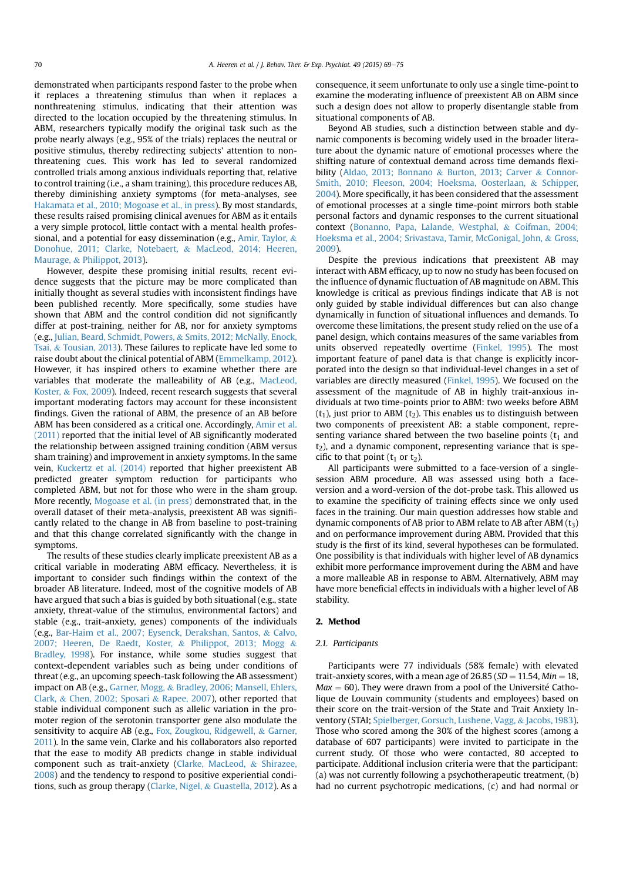demonstrated when participants respond faster to the probe when it replaces a threatening stimulus than when it replaces a nonthreatening stimulus, indicating that their attention was directed to the location occupied by the threatening stimulus. In ABM, researchers typically modify the original task such as the probe nearly always (e.g., 95% of the trials) replaces the neutral or positive stimulus, thereby redirecting subjects' attention to nonthreatening cues. This work has led to several randomized controlled trials among anxious individuals reporting that, relative to control training (i.e., a sham training), this procedure reduces AB, thereby diminishing anxiety symptoms (for meta-analyses, see Hakamata et al., 2010; Mogoase et al., in press). By most standards, these results raised promising clinical avenues for ABM as it entails a very simple protocol, little contact with a mental health professional, and a potential for easy dissemination (e.g., Amir, Taylor, & Donohue, 2011; Clarke, Notebaert, & MacLeod, 2014; Heeren, Maurage, & Philippot, 2013).

However, despite these promising initial results, recent evidence suggests that the picture may be more complicated than initially thought as several studies with inconsistent findings have been published recently. More specifically, some studies have shown that ABM and the control condition did not significantly differ at post-training, neither for AB, nor for anxiety symptoms (e.g., Julian, Beard, Schmidt, Powers, & Smits, 2012; McNally, Enock, Tsai, & Tousian, 2013). These failures to replicate have led some to raise doubt about the clinical potential of ABM (Emmelkamp, 2012). However, it has inspired others to examine whether there are variables that moderate the malleability of AB (e.g., MacLeod, Koster, & Fox, 2009). Indeed, recent research suggests that several important moderating factors may account for these inconsistent findings. Given the rational of ABM, the presence of an AB before ABM has been considered as a critical one. Accordingly, Amir et al. (2011) reported that the initial level of AB significantly moderated the relationship between assigned training condition (ABM versus sham training) and improvement in anxiety symptoms. In the same vein, Kuckertz et al. (2014) reported that higher preexistent AB predicted greater symptom reduction for participants who completed ABM, but not for those who were in the sham group. More recently, Mogoase et al. (in press) demonstrated that, in the overall dataset of their meta-analysis, preexistent AB was significantly related to the change in AB from baseline to post-training and that this change correlated significantly with the change in symptoms.

The results of these studies clearly implicate preexistent AB as a critical variable in moderating ABM efficacy. Nevertheless, it is important to consider such findings within the context of the broader AB literature. Indeed, most of the cognitive models of AB have argued that such a bias is guided by both situational (e.g., state anxiety, threat-value of the stimulus, environmental factors) and stable (e.g., trait-anxiety, genes) components of the individuals (e.g., Bar-Haim et al., 2007; Eysenck, Derakshan, Santos, & Calvo, 2007; Heeren, De Raedt, Koster, & Philippot, 2013; Mogg & Bradley, 1998). For instance, while some studies suggest that context-dependent variables such as being under conditions of threat (e.g., an upcoming speech-task following the AB assessment) impact on AB (e.g., Garner, Mogg, & Bradley, 2006; Mansell, Ehlers, Clark, & Chen, 2002; Sposari & Rapee, 2007), other reported that stable individual component such as allelic variation in the promoter region of the serotonin transporter gene also modulate the sensitivity to acquire AB (e.g., Fox, Zougkou, Ridgewell, & Garner, 2011). In the same vein, Clarke and his collaborators also reported that the ease to modify AB predicts change in stable individual component such as trait-anxiety (Clarke, MacLeod, & Shirazee, 2008) and the tendency to respond to positive experiential conditions, such as group therapy (Clarke, Nigel, & Guastella, 2012). As a consequence, it seem unfortunate to only use a single time-point to examine the moderating influence of preexistent AB on ABM since such a design does not allow to properly disentangle stable from situational components of AB.

Beyond AB studies, such a distinction between stable and dynamic components is becoming widely used in the broader literature about the dynamic nature of emotional processes where the shifting nature of contextual demand across time demands flexibility (Aldao, 2013; Bonnano & Burton, 2013; Carver & Connor-Smith, 2010; Fleeson, 2004; Hoeksma, Oosterlaan, & Schipper, 2004). More specifically, it has been considered that the assessment of emotional processes at a single time-point mirrors both stable personal factors and dynamic responses to the current situational context (Bonanno, Papa, Lalande, Westphal, & Coifman, 2004; Hoeksma et al., 2004; Srivastava, Tamir, McGonigal, John, & Gross, 2009).

Despite the previous indications that preexistent AB may interact with ABM efficacy, up to now no study has been focused on the influence of dynamic fluctuation of AB magnitude on ABM. This knowledge is critical as previous findings indicate that AB is not only guided by stable individual differences but can also change dynamically in function of situational influences and demands. To overcome these limitations, the present study relied on the use of a panel design, which contains measures of the same variables from units observed repeatedly overtime (Finkel, 1995). The most important feature of panel data is that change is explicitly incorporated into the design so that individual-level changes in a set of variables are directly measured (Finkel, 1995). We focused on the assessment of the magnitude of AB in highly trait-anxious individuals at two time-points prior to ABM: two weeks before ABM ($t_1$), just prior to ABM ($t_2$). This enables us to distinguish between two components of preexistent AB: a stable component, representing variance shared between the two baseline points ($t_1$ and $t_2$), and a dynamic component, representing variance that is specific to that point ($t_1$ or $t_2$).

All participants were submitted to a face-version of a single-session ABM procedure. AB was assessed using both a face-version and a word-version of the dot-probe task. This allowed us to examine the specificity of training effects since we only used faces in the training. Our main question addresses how stable and dynamic components of AB prior to ABM relate to AB after ABM ($t_3$) and on performance improvement during ABM. Provided that this study is the first of its kind, several hypotheses can be formulated. One possibility is that individuals with higher of AB dynamics exhibit more performance improvement during the ABM and have a more malleable AB in response to ABM. Alternatively, ABM may have more beneficial effects in individuals with a higher level of AB stability.

## 2. Method

### 2.1. Participants

Participants were 77 individuals (58% female) with elevated trait-anxiety scores, with a mean age of 26.85 ($SD = 11.54$, $Min = 18$, $Max = 60$). They were drawn from a pool of the Université Catholique de Louvain community (students and employees) based on their score on the trait-version of the State and Trait Anxiety Inventory (STAI; Spielberger, Gorsuch, Lushene, Vagg, & Jacobs, 1983). Those who scored among the 30% of the highest scores (among a database of 607 participants) were invited to participate in the current study. Of those who were contacted, 80 accepted to participate. Additional inclusion criteria were that the participant: (a) was not currently following a psychotherapeutic treatment, (b) had no current psychotropic medications, (c) and had normal or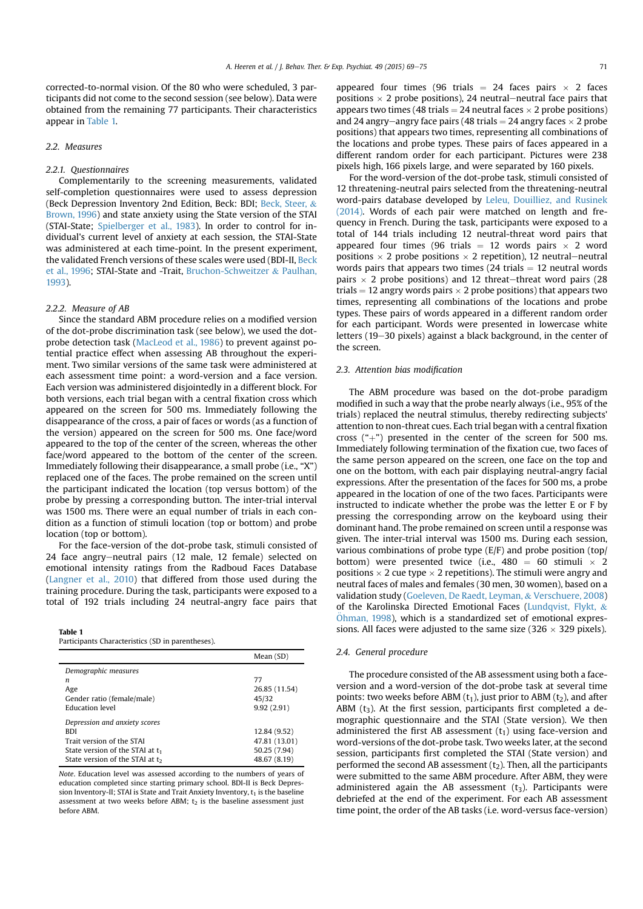corrected-to-normal vision. Of the 80 who were scheduled, 3 participants did not come to the second session (see below). Data were obtained from the remaining 77 participants. Their characteristics appear in Table 1.

### 2.2. Measures

#### 2.2.1. Questionnaires

Complementarily to the screening measurements, validated self-completion questionnaires were used to assess depression (Beck Depression Inventory 2nd Edition, Beck: BDI; Beck, Steer, & Brown, 1996) and state anxiety using the State version of the STAI (STAI-State; Spielberger et al., 1983). In order to control for individual's current level of anxiety at each session, the STAI-State was administered at each time-point. In the present experiment, the validated French versions of these scales were used (BDI-II, Beck et al., 1996; STAI-State and -Trait, Bruchon-Schweitzer & Paulhan, 1993).

#### 2.2.2. Measure of AB

Since the standard ABM procedure relies on a modified version of the dot-probe discrimination task (see below), we used the dot-probe detection task (MacLeod et al., 1986) to prevent against potential practice effect when assessing AB throughout the experiment. Two similar versions of the same task were administered at each assessment time point: a word-version and a face version. Each version was administered disjointedly in a different block. For both versions, each trial began with a central fixation cross which appeared on the screen for 500 ms. Immediately following the disappearance of the cross, a pair of faces or words (as a function of the version) appeared on the screen for 500 ms. One face/word appeared to the top of the center of the screen, whereas the other face/word appeared to the bottom of the center of the screen. Immediately following their disappearance, a small probe (i.e., "X") replaced one of the faces. The probe remained on the screen until the participant indicated the location (top versus bottom) of the probe by pressing a corresponding button. The inter-trial interval was 1500 ms. There were an equal number of trials in each condition as a function of stimuli location (top or bottom) and probe location (top or bottom).

For the face-version of the dot-probe task, stimuli consisted of 24 face angry–neutral pairs (12 male, 12 female) selected on emotional intensity ratings from the Radboud Faces Database (Langner et al., 2010) that differed from those used during the training procedure. During the task, participants were exposed to a total of 192 trials including 24 neutral-angry face pairs that appeared four times (96 trials = 24 faces pairs × 2 faces positions × 2 probe positions), 24 neutral–neutral face pairs that appears two times (48 trials = 24 neutral faces × 2 probe positions) and 24 angry–angry face pairs (48 trials = 24 angry faces × 2 probe positions) that appears two times, representing all combinations of the locations and probe types. These pairs of faces appeared in a different random order for each participant. Pictures were 238 pixels high, 166 pixels large, and were separated by 160 pixels.

For the word-version of the dot-probe task, stimuli consisted of 12 threatening-neutral pairs selected from the threatening-neutral word-pairs database developed by Leleu, Douilliez, and Rusinek (2014). Words of each pair were matched on length and frequency in French. During the task, participants were exposed to a total of 144 trials including 12 neutral-threat word pairs that appeared four times (96 trials = 12 words pairs × 2 word positions × 2 probe positions × 2 repetition), 12 neutral–neutral words pairs that appears two times (24 trials = 12 neutral words pairs × 2 probe positions) and 12 threat–threat word pairs (28 trials = 12 angry words pairs × 2 probe positions) that appears two times, representing all combinations of the locations and probe types. These pairs of words appeared in a different random order for each participant. Words were presented in lowercase white letters (19–30 pixels) against a black background, in the center of the screen.

**Table 1**
Participants Characteristics (SD in parentheses).

| | Mean (SD) |
|---|---|
| *Demographic measures* | |
| *n* | 77 |
| Age | 26.85 (11.54) |
| Gender ratio (female/male) | 45/32 |
| Education level | 9.92 (2.91) |
| *Depression and anxiety scores* | |
| BDI | 12.84 (9.52) |
| Trait version of the STAI | 47.81 (13.01) |
| State version of the STAI at $t_1$ | 50.25 (7.94) |
| State version of the STAI at $t_2$ | 48.67 (8.19) |

*Note*. Education level was assessed according to the numbers of years of education completed since starting primary school. BDI-II is Beck Depression Inventory-II; STAI is State and Trait Anxiety Inventory, $t_1$ is the baseline assessment at two weeks before ABM; $t_2$ is the baseline assessment just before ABM.

### 2.3. Attention bias modification

The ABM procedure was based on the dot-probe paradigm modified in such a way that the probe nearly always (i.e., 95% of the trials) replaced the neutral stimulus, thereby redirecting subjects' attention to non-threat cues. Each trial began with a central fixation cross ("+") presented in the center of the screen for 500 ms. Immediately following termination of the fixation cue, two faces of the same person appeared on the screen, one face on the top and one on the bottom, with each pair displaying neutral-angry facial expressions. After the presentation of the faces for 500 ms, a probe appeared in the location of one of the two faces. Participants were instructed to indicate whether the probe was the letter E or F by pressing the corresponding arrow on the keyboard using their dominant hand. The probe remained on screen until a response was given. The inter-trial interval was 1500 ms. During each session, various combinations of probe type (E/F) and probe position (top/bottom) were presented twice (i.e., 480 = 60 stimuli × 2 positions × 2 cue type × 2 repetitions). The stimuli were angry and neutral faces of males and females (30 men, 30 women), based on a validation study (Goeleven, De Raedt, Leyman, & Verschuere, 2008) of the Karolinska Directed Emotional Faces (Lundqvist, Flykt, & Öhman, 1998), which is a standardized set of emotional expressions. All faces were adjusted to the same size (326 × 329 pixels).

### 2.4. General procedure

The procedure consisted of the AB assessment using both a face-version and a word-version of the dot-probe task at several time points: two weeks before ABM ($t_1$), just prior to ABM ($t_2$), and after ABM ($t_3$). At the first session, participants first completed a demographic questionnaire and the STAI (State version). We then administered the first AB assessment ($t_1$) using face-version and word-versions of the dot-probe task. Two weeks later, at the second session, participants first completed the STAI (State version) and performed the second AB assessment ($t_2$). Then, all the participants were submitted to the same ABM procedure. After ABM, they were administered again the AB assessment ($t_3$). Participants were debriefed at the end of the experiment. For each AB assessment time point, the order of the AB tasks (i.e. word-versus face-version)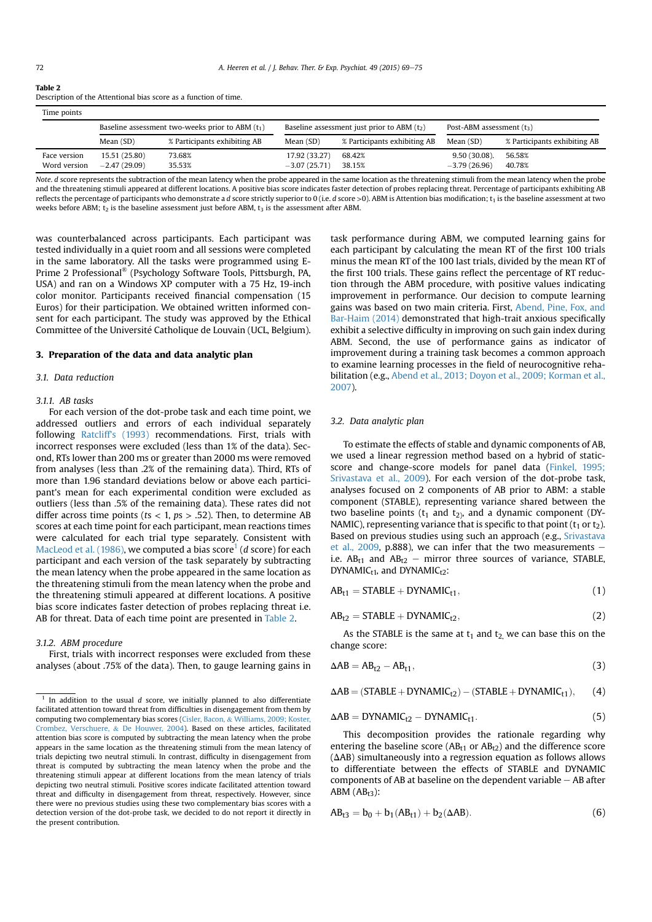**Table 2**
Description of the Attentional bias score as a function of time.

| Time points | Baseline assessment two-weeks prior to ABM ($t_1$) | | Baseline assessment just prior to ABM ($t_2$) | | Post-ABM assessment ($t_3$) | |
|---|---|---|---|---|---|---|
| | Mean (SD) | % Participants exhibiting AB | Mean (SD) | % Participants exhibiting AB | Mean (SD) | % Participants exhibiting AB |
| Face version | 15.51 (25.80) | 73.68% | 17.92 (33.27) | 68.42% | 9.50 (30.08). | 56.58% |
| Word version | −2.47 (29.09) | 35.53% | −3.07 (25.71) | 38.15% | −3.79 (26.96) | 40.78% |

*Note. d* score represents the subtraction of the mean latency when the probe appeared in the same location as the threatening stimuli from the mean latency when the probe and the threatening stimuli appeared at different locations. A positive bias score indicates faster detection of probes replacing threat. Percentage of participants exhibiting AB reflects the percentage of participants who demonstrate a *d* score strictly superior to 0 (i.e. *d* score >0). ABM is Attention bias modification; $t_1$ is the baseline assessment at two weeks before ABM; $t_2$ is the baseline assessment just before ABM, $t_3$ is the assessment after ABM.

was counterbalanced across participants. Each participant was tested individually in a quiet room and all sessions were completed in the same laboratory. All the tasks were programmed using E-Prime 2 Professional® (Psychology Software Tools, Pittsburgh, PA, USA) and ran on a Windows XP computer with a 75 Hz, 19-inch color monitor. Participants received financial compensation (15 Euros) for their participation. We obtained written informed consent for each participant. The study was approved by the Ethical Committee of the Université Catholique de Louvain (UCL, Belgium).

## 3. Preparation of the data and data analytic plan

### 3.1. Data reduction

#### 3.1.1. AB tasks

For each version of the dot-probe task and each time point, we addressed outliers and errors of each individual separately following Ratcliff's (1993) recommendations. First, trials with incorrect responses were excluded (less than 1% of the data). Second, RTs lower than 200 ms or greater than 2000 ms were removed from analyses (less than .2% of the remaining data). Third, RTs of more than 1.96 standard deviations below or above each participant's mean for each experimental condition were excluded as outliers (less than .5% of the remaining data). These rates did not differ across time points ($ts < 1$, $ps > .52$). Then, to determine AB scores at each time point for each participant, mean reactions times were calculated for each trial type separately. Consistent with MacLeod et al. (1986), we computed a bias score[1] (*d* score) for each participant and each version of the task separately by subtracting the mean latency when the probe appeared in the same location as the threatening stimuli from the mean latency when the probe and the threatening stimuli appeared at different locations. A positive bias score indicates faster detection of probes replacing threat i.e. AB for threat. Data of each time point are presented in Table 2.

#### 3.1.2. ABM procedure

First, trials with incorrect responses were excluded from these analyses (about .75% of the data). Then, to gauge learning gains in task performance during ABM, we computed learning gains for each participant by calculating the mean RT of the first 100 trials minus the mean RT of the 100 last trials, divided by the mean RT of the first 100 trials. These gains reflect the percentage of RT reduction through the ABM procedure, with positive values indicating improvement in performance. Our decision to compute learning gains was based on two main criteria. First, Abend, Pine, Fox, and Bar-Haim (2014) demonstrated that high-trait anxious specifically exhibit a selective difficulty in improving on such gain index during ABM. Second, the use of performance gains as indicator of improvement during a training task becomes a common approach to examine learning processes in the field of neurocognitive rehabilitation (e.g., Abend et al., 2013; Doyon et al., 2009; Korman et al., 2007).

### 3.2. Data analytic plan

To estimate the effects of stable and dynamic components of AB, we used a linear regression method based on a hybrid of static-score and change-score models for panel data (Finkel, 1995; Srivastava et al., 2009). For each version of the dot-probe task, analyses focused on 2 components of AB prior to ABM: a stable component (STABLE), representing variance shared between the two baseline points ($t_1$ and $t_2$), and a dynamic component (DYNAMIC), representing variance that is specific to that point ($t_1$ or $t_2$). Based on previous studies using such an approach (e.g., Srivastava et al., 2009, p.888), we can infer that the two measurements – i.e. $AB_{t1}$ and $AB_{t2}$ – mirror three sources of variance, STABLE, $DYNAMIC_{t1}$, and $DYNAMIC_{t2}$:

$$AB_{t1} = STABLE + DYNAMIC_{t1}, \tag{1}$$

$$AB_{t2} = STABLE + DYNAMIC_{t2}, \tag{2}$$

As the STABLE is the same at $t_1$ and $t_2$, we can base this on the change score:

$$\Delta AB = AB_{t2} - AB_{t1}, \tag{3}$$

$$\Delta AB = (STABLE + DYNAMIC_{t2}) - (STABLE + DYNAMIC_{t1}), \tag{4}$$

$$\Delta AB = DYNAMIC_{t2} - DYNAMIC_{t1}. \tag{5}$$

This decomposition provides the rationale regarding why entering the baseline score ($AB_{t1}$ or $AB_{t2}$) and the difference score ($\Delta AB$) simultaneously into a regression equation as follows allows to differentiate between the effects of STABLE and DYNAMIC components of AB at baseline on the dependent variable – AB after ABM ($AB_{t3}$):

$$AB_{t3} = b_0 + b_1(AB_{t1}) + b_2(\Delta AB). \tag{6}$$

[1] In addition to the usual *d* score, we initially planned to also differentiate facilitated attention toward threat from difficulties in disengagement from them by computing two complementary bias scores (Cisler, Bacon, & Williams, 2009; Koster, Crombez, Verschuere, & De Houwer, 2004). Based on these articles, facilitated attention bias score is computed by subtracting the mean latency when the probe appears in the same location as the threatening stimuli from the mean latency of trials depicting two neutral stimuli. In contrast, difficulty in disengagement from threat is computed by subtracting the mean latency when the probe and the threatening stimuli appear at different locations from the mean latency of trials depicting two neutral stimuli. Positive scores indicate facilitated attention toward threat and difficulty in disengagement from threat, respectively. However, since there were no previous studies using these two complementary bias scores with a detection version of the dot-probe task, we decided to do not report it directly in the present contribution.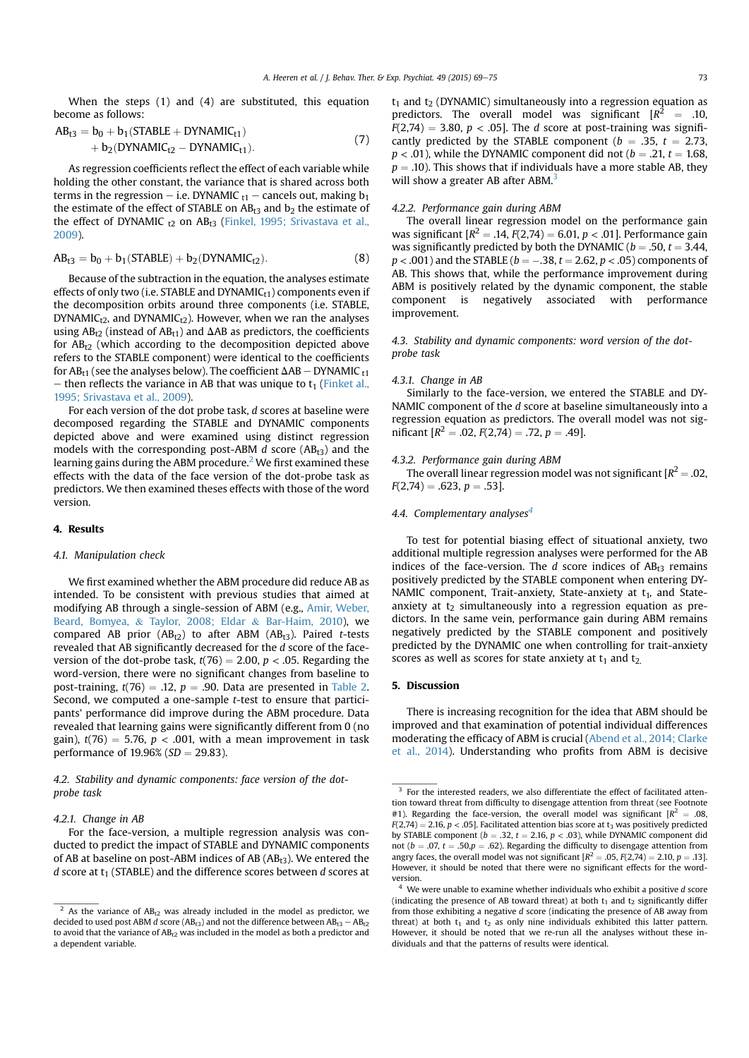When the steps (1) and (4) are substituted, this equation become as follows:

$$AB_{t3} = b_0 + b_1(\text{STABLE} + \text{DYNAMIC}_{t1}) + b_2(\text{DYNAMIC}_{t2} - \text{DYNAMIC}_{t1}). \tag{7}$$

As regression coefficients reflect the effect of each variable while holding the other constant, the variance that is shared across both terms in the regression – i.e. DYNAMIC $_{t1}$ – cancels out, making $b_1$ the estimate of the effect of STABLE on $AB_{t3}$ and $b_2$ the estimate of the effect of DYNAMIC $_{t2}$ on $AB_{t3}$ (Finkel, 1995; Srivastava et al., 2009).

$$AB_{t3} = b_0 + b_1(\text{STABLE}) + b_2(\text{DYNAMIC}_{t2}). \tag{8}$$

Because of the subtraction in the equation, the analyses estimate effects of only two (i.e. STABLE and $\text{DYNAMIC}_{t1}$) components even if the decomposition orbits around three components (i.e. STABLE, $\text{DYNAMIC}_{t2}$, and $\text{DYNAMIC}_{t2}$). However, when we ran the analyses using $AB_{t2}$ (instead of $AB_{t1}$) and $\Delta AB$ as predictors, the coefficients for $AB_{t2}$ (which according to the decomposition depicted above refers to the STABLE component) were identical to the coefficients for $AB_{t1}$ (see the analyses below). The coefficient $\Delta AB - \text{DYNAMIC}_{t1}$ – then reflects the variance in AB that was unique to $t_1$ (Finket al., 1995; Srivastava et al., 2009).

For each version of the dot probe task, *d* scores at baseline were decomposed regarding the STABLE and DYNAMIC components depicted above and were examined using distinct regression models with the corresponding post-ABM *d* score ($AB_{t3}$) and the learning gains during the ABM procedure.[2] We first examined these effects with the data of the face version of the dot-probe task as predictors. We then examined theses effects with those of the word version.

## 4. Results

### 4.1. Manipulation check

We first examined whether the ABM procedure did reduce AB as intended. To be consistent with previous studies that aimed at modifying AB through a single-session of ABM (e.g., Amir, Weber, Beard, Bomyea, & Taylor, 2008; Eldar & Bar-Haim, 2010), we compared AB prior ($AB_{t2}$) to after ABM ($AB_{t3}$). Paired *t*-tests revealed that AB significantly decreased for the *d* score of the face-version of the dot-probe task, $t(76) = 2.00$, $p < .05$. Regarding the word-version, there were no significant changes from baseline to post-training, $t(76) = .12$, $p = .90$. Data are presented in Table 2. Second, we computed a one-sample *t*-test to ensure that participants' performance did improve during the ABM procedure. Data revealed that learning gains were significantly different from 0 (no gain), $t(76) = 5.76$, $p < .001$, with a mean improvement in task performance of 19.96% ($SD = 29.83$).

### 4.2. Stability and dynamic components: face version of the dot-probe task

#### 4.2.1. Change in AB

For the face-version, a multiple regression analysis was conducted to predict the impact of STABLE and DYNAMIC components of AB at baseline on post-ABM indices of AB ($AB_{t3}$). We entered the *d* score at $t_1$ (STABLE) and the difference scores between *d* scores at $t_1$ and $t_2$ (DYNAMIC) simultaneously into a regression equation as predictors. The overall model was significant [$R^2 = .10$, $F(2,74) = 3.80$, $p < .05$]. The *d* score at post-training was significantly predicted by the STABLE component ($b = .35$, $t = 2.73$, $p < .01$), while the DYNAMIC component did not ($b = .21$, $t = 1.68$, $p = .10$). This shows that if individuals have a more stable AB, they will show a greater AB after ABM.[3]

#### 4.2.2. Performance gain during ABM

The overall linear regression model on the performance gain was significant [$R^2 = .14$, $F(2,74) = 6.01$, $p < .01$]. Performance gain was significantly predicted by both the DYNAMIC ($b = .50$, $t = 3.44$, $p < .001$) and the STABLE ($b = -.38$, $t = 2.62$, $p < .05$) components of AB. This shows that, while the performance improvement during ABM is positively related by the dynamic component, the stable component is negatively associated with performance improvement.

### 4.3. Stability and dynamic components: word version of the dot-probe task

#### 4.3.1. Change in AB

Similarly to the face-version, we entered the STABLE and DYNAMIC component of the *d* score at baseline simultaneously into a regression equation as predictors. The overall model was not significant [$R^2 = .02$, $F(2,74) = .72$, $p = .49$].

#### 4.3.2. Performance gain during ABM

The overall linear regression model was not significant [$R^2 = .02$, $F(2,74) = .623$, $p = .53$].

### 4.4. Complementary analyses[4]

To test for potential biasing effect of situational anxiety, two additional multiple regression analyses were performed for the AB indices of the face-version. The *d* score indices of $AB_{t3}$ remains positively predicted by the STABLE component when entering DYNAMIC component, Trait-anxiety, State-anxiety at $t_1$, and State-anxiety at $t_2$ simultaneously into a regression equation as predictors. In the same vein, performance gain during ABM remains negatively predicted by the STABLE component and positively predicted by the DYNAMIC one when controlling for trait-anxiety scores as well as scores for state anxiety at $t_1$ and $t_2$.

## 5. Discussion

There is increasing recognition for the idea that ABM should be improved and that examination of potential individual differences moderating the efficacy of ABM is crucial (Abend et al., 2014; Clarke et al., 2014). Understanding who profits from ABM is decisive

---

[2] As the variance of $AB_{t2}$ was already included in the model as predictor, we decided to used post ABM *d* score ($AB_{t3}$) and not the difference between $AB_{t3} - AB_{t2}$ to avoid that the variance of $AB_{t2}$ was included in the model as both a predictor and a dependent variable.

[3] For the interested readers, we also differentiate the effect of facilitated attention toward threat from difficulty to disengage attention from threat (see Footnote #1). Regarding the face-version, the overall model was significant [$R^2 = .08$, $F(2,74) = 2.16$, $p < .05$]. Facilitated attention bias score at $t_3$ was positively predicted by STABLE component ($b = .32$, $t = 2.16$, $p < .03$), while DYNAMIC component did not ($b = .07$, $t = .50$, $p = .62$). Regarding the difficulty to disengage attention from angry faces, the overall model was not significant [$R^2 = .05$, $F(2,74) = 2.10$, $p = .13$]. However, it should be noted that there were no significant effects for the word-version.

[4] We were unable to examine whether individuals who exhibit a positive *d* score (indicating the presence of AB toward threat) at both $t_1$ and $t_2$ significantly differ from those exhibiting a negative *d* score (indicating the presence of AB away from threat) at both $t_1$ and $t_2$ as only nine individuals exhibited this latter pattern. However, it should be noted that we re-run all the analyses without these individuals and that the patterns of results were identical.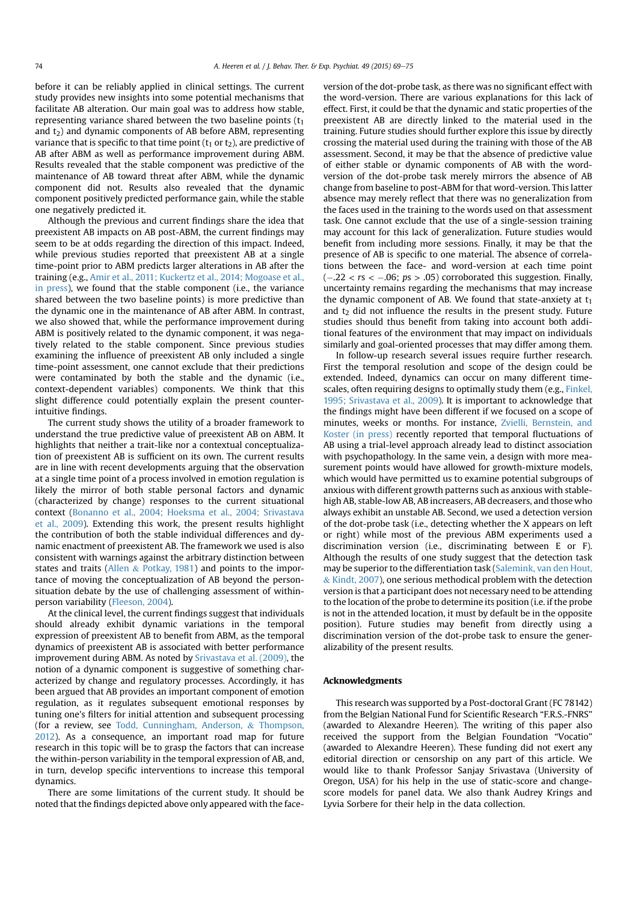before it can be reliably applied in clinical settings. The current study provides new insights into some potential mechanisms that facilitate AB alteration. Our main goal was to address how stable, representing variance shared between the two baseline points ($t_1$ and $t_2$) and dynamic components of AB before ABM, representing variance that is specific to that time point ($t_1$ or $t_2$), are predictive of AB after ABM as well as performance improvement during ABM. Results revealed that the stable component was predictive of the maintenance of AB toward threat after ABM, while the dynamic component did not. Results also revealed that the dynamic component positively predicted performance gain, while the stable one negatively predicted it.

Although the previous and current findings share the idea that preexistent AB impacts on AB post-ABM, the current findings may seem to be at odds regarding the direction of this impact. Indeed, while previous studies reported that preexistent AB at a single time-point prior to ABM predicts larger alterations in AB after the training (e.g., Amir et al., 2011; Kuckertz et al., 2014; Mogoase et al., in press), we found that the stable component (i.e., the variance shared between the two baseline points) is more predictive than the dynamic one in the maintenance of AB after ABM. In contrast, we also showed that, while the performance improvement during ABM is positively related to the dynamic component, it was negatively related to the stable component. Since previous studies examining the influence of preexistent AB only included a single time-point assessment, one cannot exclude that their predictions were contaminated by both the stable and the dynamic (i.e., context-dependent variables) components. We think that this slight difference could potentially explain the present counter-intuitive findings.

The current study shows the utility of a broader framework to understand the true predictive value of preexistent AB on ABM. It highlights that neither a trait-like nor a contextual conceptualization of preexistent AB is sufficient on its own. The current results are in line with recent developments arguing that the observation at a single time point of a process involved in emotion regulation is likely the mirror of both stable personal factors and dynamic (characterized by change) responses to the current situational context (Bonanno et al., 2004; Hoeksma et al., 2004; Srivastava et al., 2009). Extending this work, the present results highlight the contribution of both the stable individual differences and dynamic enactment of preexistent AB. The framework we used is also consistent with warnings against the arbitrary distinction between states and traits (Allen & Potkay, 1981) and points to the importance of moving the conceptualization of AB beyond the person-situation debate by the use of challenging assessment of within-person variability (Fleeson, 2004).

At the clinical level, the current findings suggest that individuals should already exhibit dynamic variations in the temporal expression of preexistent AB to benefit from ABM, as the temporal dynamics of preexistent AB is associated with better performance improvement during ABM. As noted by Srivastava et al. (2009), the notion of a dynamic component is suggestive of something characterized by change and regulatory processes. Accordingly, it has been argued that AB provides an important component of emotion regulation, as it regulates subsequent emotional responses by tuning one's filters for initial attention and subsequent processing (for a review, see Todd, Cunningham, Anderson, & Thompson, 2012). As a consequence, an important road map for future research in this topic will be to grasp the factors that can increase the within-person variability in the temporal expression of AB, and, in turn, develop specific interventions to increase this temporal dynamics.

There are some limitations of the current study. It should be noted that the findings depicted above only appeared with the face-version of the dot-probe task, as there was no significant effect with the word-version. There are various explanations for this lack of effect. First, it could be that the dynamic and static properties of the preexistent AB are directly linked to the material used in the training. Future studies should further explore this issue by directly crossing the material used during the training with those of the AB assessment. Second, it may be that the absence of predictive value of either stable or dynamic components of AB with the word-version of the dot-probe task merely mirrors the absence of AB change from baseline to post-ABM for that word-version. This latter absence may merely reflect that there was no generalization from the faces used in the training to the words used on that assessment task. One cannot exclude that the use of a single-session training may account for this lack of generalization. Future studies would benefit from including more sessions. Finally, it may be that the presence of AB is specific to one material. The absence of correlations between the face- and word-version at each time point ($-.22 < rs < -.06$; $ps > .05$) corroborated this suggestion. Finally, uncertainty remains regarding the mechanisms that may increase the dynamic component of AB. We found that state-anxiety at $t_1$ and $t_2$ did not influence the results in the present study. Future studies should thus benefit from taking into account both additional features of the environment that may impact on individuals similarly and goal-oriented processes that may differ among them.

In follow-up research several issues require further research. First the temporal resolution and scope of the design could be extended. Indeed, dynamics can occur on many different time-scales, often requiring designs to optimally study them (e.g., Finkel, 1995; Srivastava et al., 2009). It is important to acknowledge that the findings might have been different if we focused on a scope of minutes, weeks or months. For instance, Zvielli, Bernstein, and Koster (in press) recently reported that temporal fluctuations of AB using a trial-level approach already lead to distinct association with psychopathology. In the same vein, a design with more measurement points would have allowed for growth-mixture models, which would have permitted us to examine potential subgroups of anxious with different growth patterns such as anxious with stable-high AB, stable-low AB, AB increasers, AB decreasers, and those who always exhibit an unstable AB. Second, we used a detection version of the dot-probe task (i.e., detecting whether the X appears on left or right) while most of the previous ABM experiments used a discrimination version (i.e., discriminating between E or F). Although the results of one study suggest that the detection task may be superior to the differentiation task (Salemink, van den Hout, & Kindt, 2007), one serious methodical problem with the detection version is that a participant does not necessary need to be attending to the location of the probe to determine its position (i.e. if the probe is not in the attended location, it must by default be in the opposite position). Future studies may benefit from directly using a discrimination version of the dot-probe task to ensure the generalizability of the present results.

## Acknowledgments

This research was supported by a Post-doctoral Grant (FC 78142) from the Belgian National Fund for Scientific Research "F.R.S.-FNRS" (awarded to Alexandre Heeren). The writing of this paper also received the support from the Belgian Foundation "Vocatio" (awarded to Alexandre Heeren). These funding did not exert any editorial direction or censorship on any part of this article. We would like to thank Professor Sanjay Srivastava (University of Oregon, USA) for his help in the use of static-score and change-score models for panel data. We also thank Audrey Krings and Lyvia Sorbere for their help in the data collection.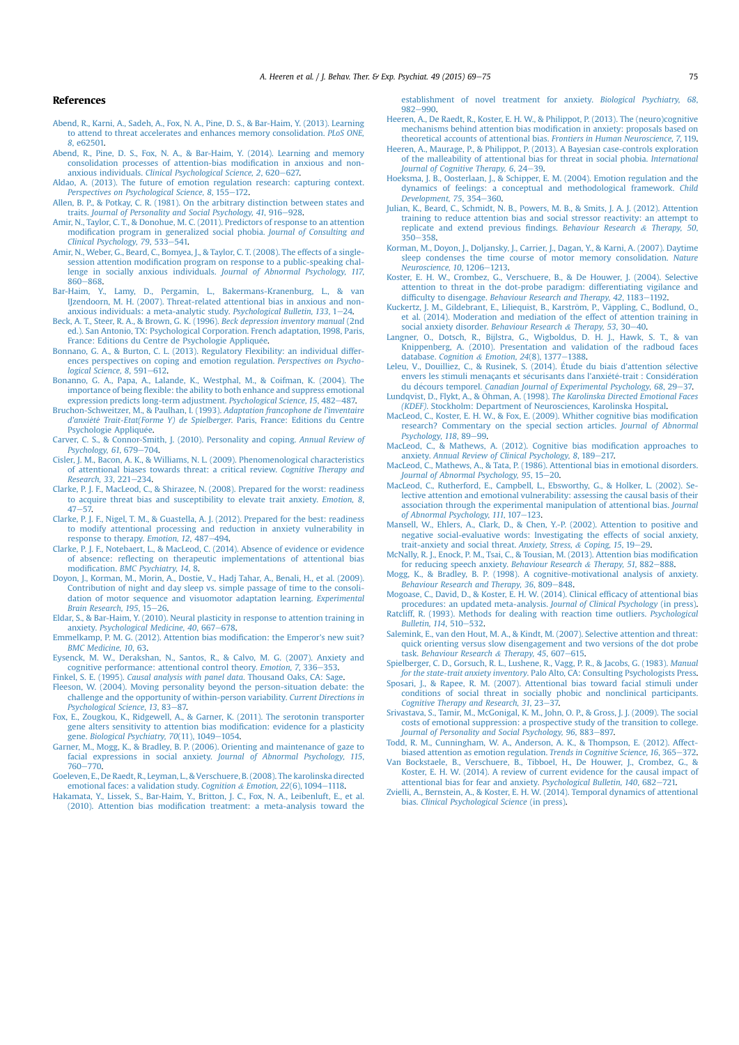## References

Abend, R., Karni, A., Sadeh, A., Fox, N. A., Pine, D. S., & Bar-Haim, Y. (2013). Learning to attend to threat accelerates and enhances memory consolidation. *PLoS ONE, 8*, e62501.

Abend, R., Pine, D. S., Fox, N. A., & Bar-Haim, Y. (2014). Learning and memory consolidation processes of attention-bias modification in anxious and non-anxious individuals. *Clinical Psychological Science, 2*, 620–627.

Aldao, A. (2013). The future of emotion regulation research: capturing context. *Perspectives on Psychological Science, 8*, 155–172.

Allen, B. P., & Potkay, C. R. (1981). On the arbitrary distinction between states and traits. *Journal of Personality and Social Psychology, 41*, 916–928.

Amir, N., Taylor, C. T., & Donohue, M. C. (2011). Predictors of response to an attention modification program in generalized social phobia. *Journal of Consulting and Clinical Psychology, 79*, 533–541.

Amir, N., Weber, G., Beard, C., Bomyea, J., & Taylor, C. T. (2008). The effects of a single-session attention modification program on response to a public-speaking challenge in socially anxious individuals. *Journal of Abnormal Psychology, 117*, 860–868.

Bar-Haim, Y., Lamy, D., Pergamin, L., Bakermans-Kranenburg, L., & van IJzendoorn, M. H. (2007). Threat-related attentional bias in anxious and non-anxious individuals: a meta-analytic study. *Psychological Bulletin, 133*, 1–24.

Beck, A. T., Steer, R. A., & Brown, G. K. (1996). *Beck depression inventory manual* (2nd ed.). San Antonio, TX: Psychological Corporation. French adaptation, 1998, Paris, France: Editions du Centre de Psychologie Appliquée.

Bonnano, G. A., & Burton, C. L. (2013). Regulatory Flexibility: an individual differences perspectives on coping and emotion regulation. *Perspectives on Psychological Science, 8*, 591–612.

Bonanno, G. A., Papa, A., Lalande, K., Westphal, M., & Coifman, K. (2004). The importance of being flexible: the ability to both enhance and suppress emotional expression predicts long-term adjustment. *Psychological Science, 15*, 482–487.

Bruchon-Schweitzer, M., & Paulhan, I. (1993). *Adaptation francophone de l'inventaire d'anxiété Trait-Etat(Forme Y) de Spielberger*. Paris, France: Editions du Centre Psychologie Appliquée.

Carver, C. S., & Connor-Smith, J. (2010). Personality and coping. *Annual Review of Psychology, 61*, 679–704.

Cisler, J. M., Bacon, A. K., & Williams, N. L. (2009). Phenomenological characteristics of attentional biases towards threat: a critical review. *Cognitive Therapy and Research, 33*, 221–234.

Clarke, P. J. F., MacLeod, C., & Shirazee, N. (2008). Prepared for the worst: readiness to acquire threat bias and susceptibility to elevate trait anxiety. *Emotion, 8*, 47–57.

Clarke, P. J. F., Nigel, T. M., & Guastella, A. J. (2012). Prepared for the best: readiness to modify attentional processing and reduction in anxiety vulnerability in response to therapy. *Emotion, 12*, 487–494.

Clarke, P. J. F., Notebaert, L., & MacLeod, C. (2014). Absence of evidence or evidence of absence: reflecting on therapeutic implementations of attentional bias modification. *BMC Psychiatry, 14*, 8.

Doyon, J., Korman, M., Morin, A., Dostie, V., Hadj Tahar, A., Benali, H., et al. (2009). Contribution of night and day sleep vs. simple passage of time to the consolidation of motor sequence and visuomotor adaptation learning. *Experimental Brain Research, 195*, 15–26.

Eldar, S., & Bar-Haim, Y. (2010). Neural plasticity in response to attention training in anxiety. *Psychological Medicine, 40*, 667–678.

Emmelkamp, P. M. G. (2012). Attention bias modification: the Emperor's new suit? *BMC Medicine, 10*, 63.

Eysenck, M. W., Derakshan, N., Santos, R., & Calvo, M. G. (2007). Anxiety and cognitive performance: attentional control theory. *Emotion, 7*, 336–353.

Finkel, S. E. (1995). *Causal analysis with panel data*. Thousand Oaks, CA: Sage.

Fleeson, W. (2004). Moving personality beyond the person-situation debate: the challenge and the opportunity of within-person variability. *Current Directions in Psychological Science, 13*, 83–87.

Fox, E., Zougkou, K., Ridgewell, A., & Garner, K. (2011). The serotonin transporter gene alters sensitivity to attention bias modification: evidence for a plasticity gene. *Biological Psychiatry, 70*(11), 1049–1054.

Garner, M., Mogg, K., & Bradley, B. P. (2006). Orienting and maintenance of gaze to facial expressions in social anxiety. *Journal of Abnormal Psychology, 115*, 760–770.

Goeleven, E., De Raedt, R., Leyman, L., & Verschuere, B. (2008). The karolinska directed emotional faces: a validation study. *Cognition & Emotion, 22*(6), 1094–1118.

Hakamata, Y., Lissek, S., Bar-Haim, Y., Britton, J. C., Fox, N. A., Leibenluft, E., et al. (2010). Attention bias modification treatment: a meta-analysis toward the establishment of novel treatment for anxiety. *Biological Psychiatry, 68*, 982–990.

Heeren, A., De Raedt, R., Koster, E. H. W., & Philippot, P. (2013). The (neuro)cognitive mechanisms behind attention bias modification in anxiety: proposals based on theoretical accounts of attentional bias. *Frontiers in Human Neuroscience, 7*, 119.

Heeren, A., Maurage, P., & Philippot, P. (2013). A Bayesian case-controls exploration of the malleability of attentional bias for threat in social phobia. *International Journal of Cognitive Therapy, 6*, 24–39.

Hoeksma, J. B., Oosterlaan, J., & Schipper, E. M. (2004). Emotion regulation and the dynamics of feelings: a conceptual and methodological framework. *Child Development, 75*, 354–360.

Julian, K., Beard, C., Schmidt, N. B., Powers, M. B., & Smits, J. A. J. (2012). Attention training to reduce attention bias and social stressor reactivity: an attempt to replicate and extend previous findings. *Behaviour Research & Therapy, 50*, 350–358.

Korman, M., Doyon, J., Doljansky, J., Carrier, J., Dagan, Y., & Karni, A. (2007). Daytime sleep condenses the time course of motor memory consolidation. *Nature Neuroscience, 10*, 1206–1213.

Koster, E. H. W., Crombez, G., Verschuere, B., & De Houwer, J. (2004). Selective attention to threat in the dot-probe paradigm: differentiating vigilance and difficulty to disengage. *Behaviour Research and Therapy, 42*, 1183–1192.

Kuckertz, J. M., Gildebrant, E., Liliequist, B., Karström, P., Väppling, C., Bodlund, O., et al. (2014). Moderation and mediation of the effect of attention training in social anxiety disorder. *Behaviour Research & Therapy, 53*, 30–40.

Langner, O., Dotsch, R., Bijlstra, G., Wigboldus, D. H. J., Hawk, S. T., & van Knippenberg, A. (2010). Presentation and validation of the radboud faces database. *Cognition & Emotion, 24*(8), 1377–1388.

Leleu, V., Douilliez, C., & Rusinek, S. (2014). Étude du biais d'attention sélective envers les stimuli menaçants et sécurisants dans l'anxiété-trait : Considération du décours temporel. *Canadian Journal of Experimental Psychology, 68*, 29–37.

Lundqvist, D., Flykt, A., & Öhman, A. (1998). *The Karolinska Directed Emotional Faces (KDEF)*. Stockholm: Department of Neurosciences, Karolinska Hospital.

MacLeod, C., Koster, E. H. W., & Fox, E. (2009). Whither cognitive bias modification research? Commentary on the special section articles. *Journal of Abnormal Psychology, 118*, 89–99.

MacLeod, C., & Mathews, A. (2012). Cognitive bias modification approaches to anxiety. *Annual Review of Clinical Psychology, 8*, 189–217.

MacLeod, C., Mathews, A., & Tata, P. (1986). Attentional bias in emotional disorders. *Journal of Abnormal Psychology, 95*, 15–20.

MacLeod, C., Rutherford, E., Campbell, L., Ebsworthy, G., & Holker, L. (2002). Selective attention and emotional vulnerability: assessing the causal basis of their association through the experimental manipulation of attentional bias. *Journal of Abnormal Psychology, 111*, 107–123.

Mansell, W., Ehlers, A., Clark, D., & Chen, Y.-P. (2002). Attention to positive and negative social-evaluative words: Investigating the effects of social anxiety, trait-anxiety and social threat. *Anxiety, Stress, & Coping, 15*, 19–29.

McNally, R. J., Enock, P. M., Tsai, C., & Tousian, M. (2013). Attention bias modification for reducing speech anxiety. *Behaviour Research & Therapy, 51*, 882–888.

Mogg, K., & Bradley, B. P. (1998). A cognitive-motivational analysis of anxiety. *Behaviour Research and Therapy, 36*, 809–848.

Mogoase, C., David, D., & Koster, E. H. W. (2014). Clinical efficacy of attentional bias procedures: an updated meta-analysis. *Journal of Clinical Psychology* (in press).

Ratcliff, R. (1993). Methods for dealing with reaction time outliers. *Psychological Bulletin, 114*, 510–532.

Salemink, E., van den Hout, M. A., & Kindt, M. (2007). Selective attention and threat: quick orienting versus slow disengagement and two versions of the dot probe task. *Behaviour Research & Therapy, 45*, 607–615.

Spielberger, C. D., Gorsuch, R. L., Lushene, R., Vagg, P. R., & Jacobs, G. (1983). *Manual for the state-trait anxiety inventory*. Palo Alto, CA: Consulting Psychologists Press.

Sposari, J., & Rapee, R. M. (2007). Attentional bias toward facial stimuli under conditions of social threat in socially phobic and nonclinical participants. *Cognitive Therapy and Research, 31*, 23–37.

Srivastava, S., Tamir, M., McGonigal, K. M., John, O. P., & Gross, J. J. (2009). The social costs of emotional suppression: a prospective study of the transition to college. *Journal of Personality and Social Psychology, 96*, 883–897.

Todd, R. M., Cunningham, W. A., Anderson, A. K., & Thompson, E. (2012). Affect-biased attention as emotion regulation. *Trends in Cognitive Science, 16*, 365–372.

Van Bockstaele, B., Verschuere, B., Tibboel, H., De Houwer, J., Crombez, G., & Koster, E. H. W. (2014). A review of current evidence for the causal impact of attentional bias for fear and anxiety. *Psychological Bulletin, 140*, 682–721.

Zvielli, A., Bernstein, A., & Koster, E. H. W. (2014). Temporal dynamics of attentional bias. *Clinical Psychological Science* (in press).